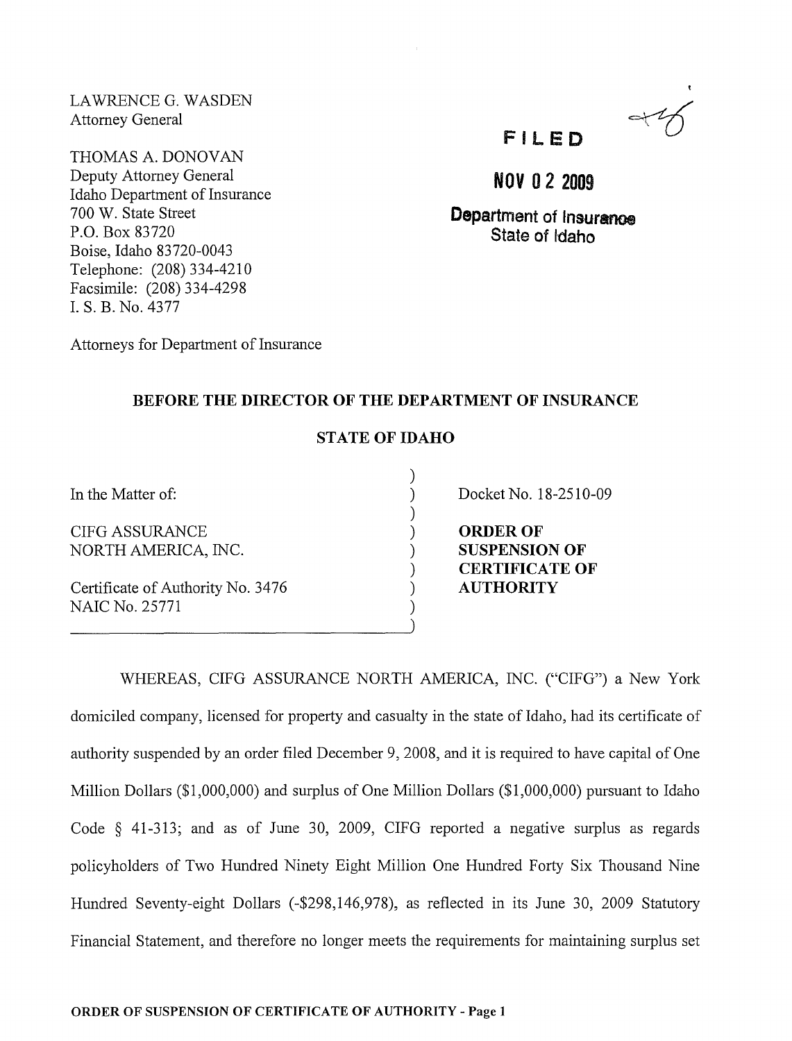LAWRENCE G. WASDEN
Attorney General

THOMAS A. DONOVAN
Deputy Attorney General
Idaho Department of Insurance
700 W. State Street
P.O. Box 83720
Boise, Idaho 83720-0043
Telephone: (208) 334-4210
Facsimile: (208) 334-4298
I. S. B. No. 4377

Attorneys for Department of Insurance

**FILED**

**NOV 02 2009**

**Department of Insurance**
**State of Idaho**

## BEFORE THE DIRECTOR OF THE DEPARTMENT OF INSURANCE

## STATE OF IDAHO

| | |
|---|---|
| In the Matter of: | Docket No. 18-2510-09 |
| CIFG ASSURANCE NORTH AMERICA, INC. | **ORDER OF SUSPENSION OF CERTIFICATE OF AUTHORITY** |
| Certificate of Authority No. 3476<br>NAIC No. 25771 | |

WHEREAS, CIFG ASSURANCE NORTH AMERICA, INC. ("CIFG") a New York domiciled company, licensed for property and casualty in the state of Idaho, had its certificate of authority suspended by an order filed December 9, 2008, and it is required to have capital of One Million Dollars ($1,000,000) and surplus of One Million Dollars ($1,000,000) pursuant to Idaho Code § 41-313; and as of June 30, 2009, CIFG reported a negative surplus as regards policyholders of Two Hundred Ninety Eight Million One Hundred Forty Six Thousand Nine Hundred Seventy-eight Dollars (-$298,146,978), as reflected in its June 30, 2009 Statutory Financial Statement, and therefore no longer meets the requirements for maintaining surplus set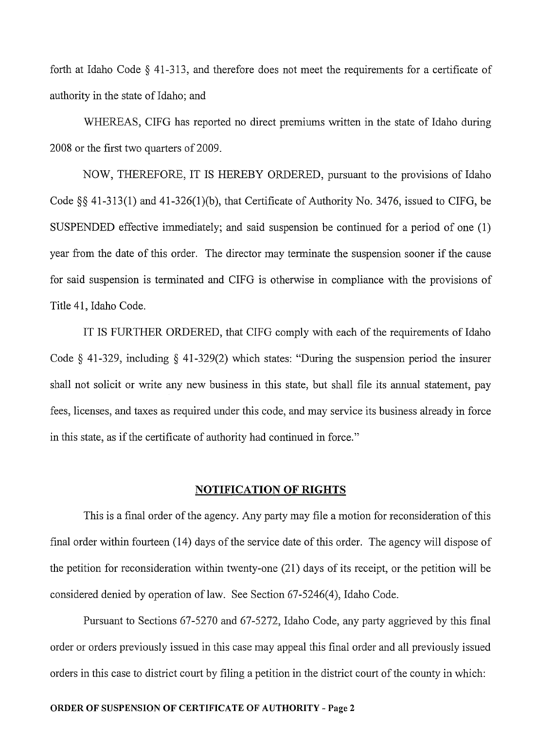forth at Idaho Code § 41-313, and therefore does not meet the requirements for a certificate of authority in the state of Idaho; and

WHEREAS, CIFG has reported no direct premiums written in the state of Idaho during 2008 or the first two quarters of 2009.

NOW, THEREFORE, IT IS HEREBY ORDERED, pursuant to the provisions of Idaho Code §§ 41-313(1) and 41-326(1)(b), that Certificate of Authority No. 3476, issued to CIFG, be SUSPENDED effective immediately; and said suspension be continued for a period of one (1) year from the date of this order. The director may terminate the suspension sooner if the cause for said suspension is terminated and CIFG is otherwise in compliance with the provisions of Title 41, Idaho Code.

IT IS FURTHER ORDERED, that CIFG comply with each of the requirements of Idaho Code § 41-329, including § 41-329(2) which states: "During the suspension period the insurer shall not solicit or write any new business in this state, but shall file its annual statement, pay fees, licenses, and taxes as required under this code, and may service its business already in force in this state, as if the certificate of authority had continued in force."

## NOTIFICATION OF RIGHTS

This is a final order of the agency. Any party may file a motion for reconsideration of this final order within fourteen (14) days of the service date of this order. The agency will dispose of the petition for reconsideration within twenty-one (21) days of its receipt, or the petition will be considered denied by operation of law. See Section 67-5246(4), Idaho Code.

Pursuant to Sections 67-5270 and 67-5272, Idaho Code, any party aggrieved by this final order or orders previously issued in this case may appeal this final order and all previously issued orders in this case to district court by filing a petition in the district court of the county in which: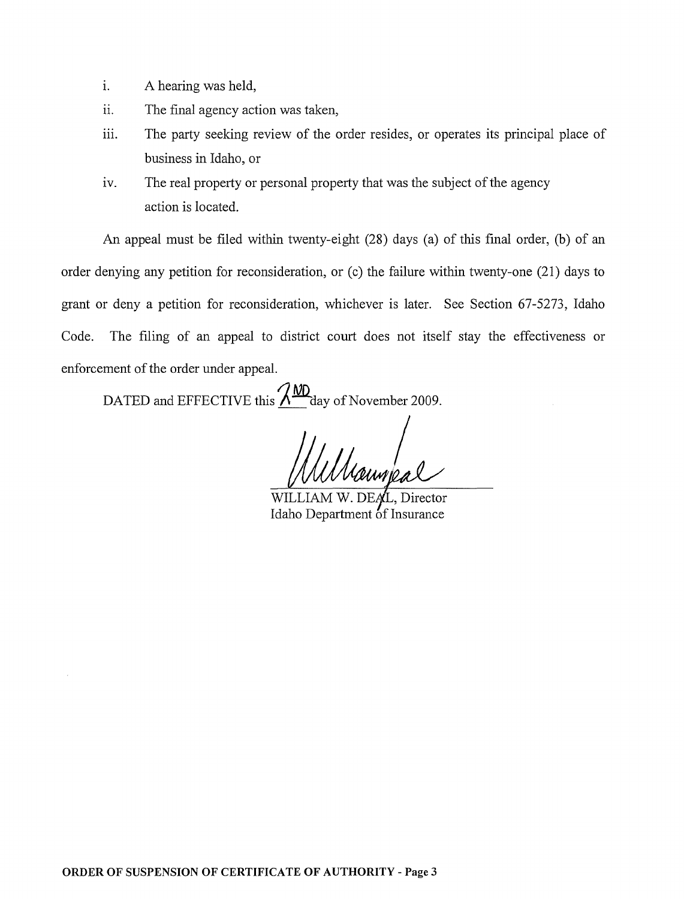i. A hearing was held,

ii. The final agency action was taken,

iii. The party seeking review of the order resides, or operates its principal place of business in Idaho, or

iv. The real property or personal property that was the subject of the agency action is located.

An appeal must be filed within twenty-eight (28) days (a) of this final order, (b) of an order denying any petition for reconsideration, or (c) the failure within twenty-one (21) days to grant or deny a petition for reconsideration, whichever is later. See Section 67-5273, Idaho Code. The filing of an appeal to district court does not itself stay the effectiveness or enforcement of the order under appeal.

DATED and EFFECTIVE this 2ND day of November 2009.

WILLIAM W. DEAL, Director
Idaho Department of Insurance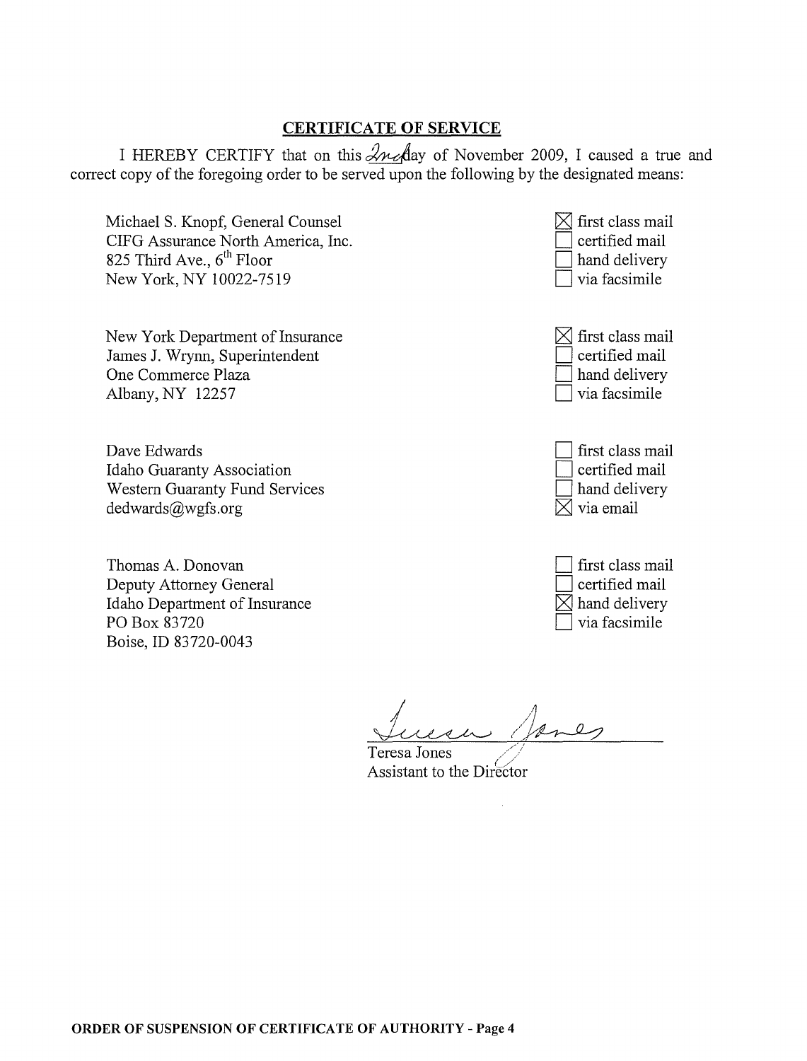## CERTIFICATE OF SERVICE

I HEREBY CERTIFY that on this 2nd day of November 2009, I caused a true and correct copy of the foregoing order to be served upon the following by the designated means:

| | |
|---|---|
| Michael S. Knopf, General Counsel<br>CIFG Assurance North America, Inc.<br>825 Third Ave., 6th Floor<br>New York, NY 10022-7519 | ☒ first class mail<br>☐ certified mail<br>☐ hand delivery<br>☐ via facsimile |
| New York Department of Insurance<br>James J. Wrynn, Superintendent<br>One Commerce Plaza<br>Albany, NY 12257 | ☒ first class mail<br>☐ certified mail<br>☐ hand delivery<br>☐ via facsimile |
| Dave Edwards<br>Idaho Guaranty Association<br>Western Guaranty Fund Services<br>dedwards@wgfs.org | ☐ first class mail<br>☐ certified mail<br>☐ hand delivery<br>☒ via email |
| Thomas A. Donovan<br>Deputy Attorney General<br>Idaho Department of Insurance<br>PO Box 83720<br>Boise, ID 83720-0043 | ☐ first class mail<br>☐ certified mail<br>☒ hand delivery<br>☐ via facsimile |

Teresa Jones
Assistant to the Director

**ORDER OF SUSPENSION OF CERTIFICATE OF AUTHORITY - Page 4**